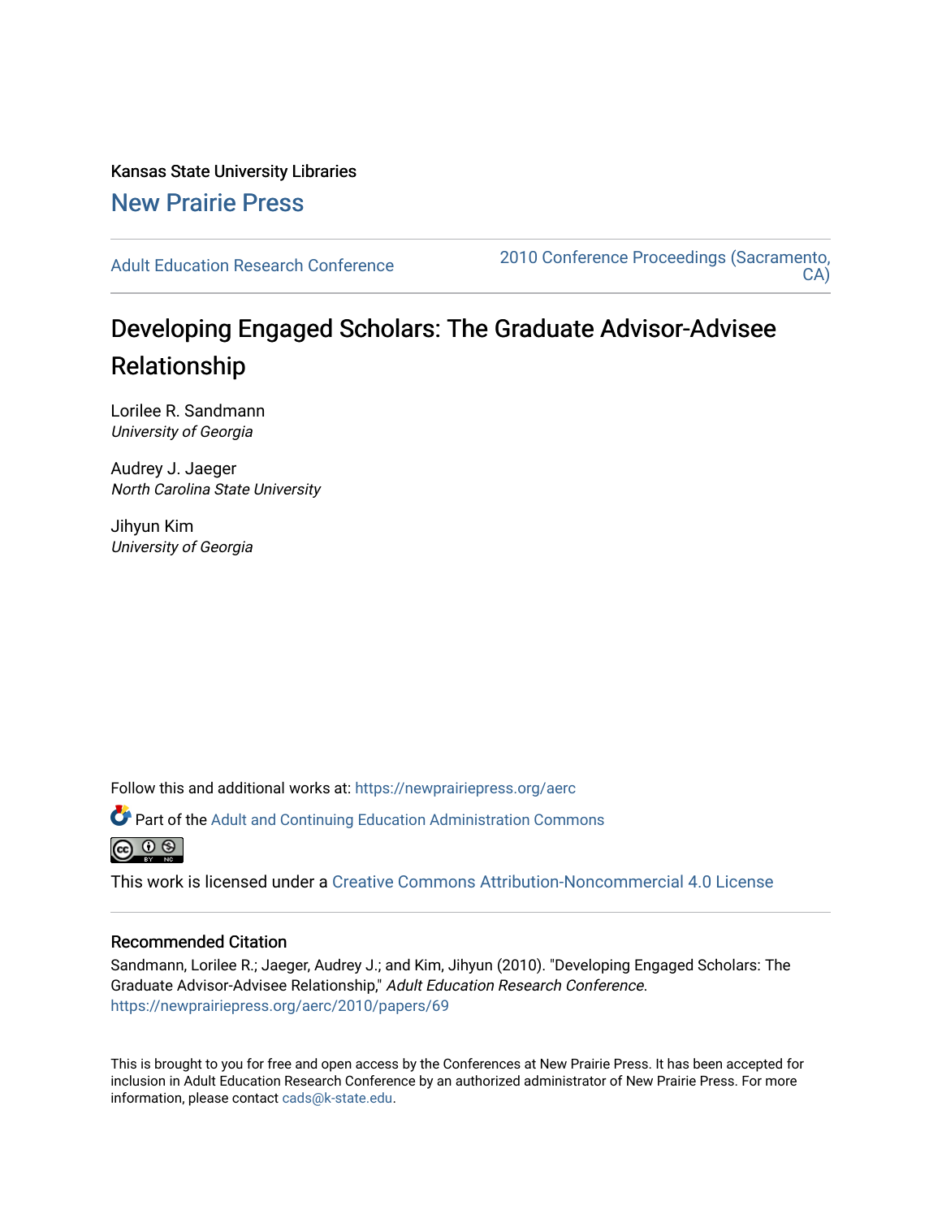Kansas State University Libraries

New Prairie Press

Adult Education Research Conference

2010 Conference Proceedings (Sacramento, CA)

# Developing Engaged Scholars: The Graduate Advisor-Advisee Relationship

Lorilee R. Sandmann
*University of Georgia*

Audrey J. Jaeger
*North Carolina State University*

Jihyun Kim
*University of Georgia*

Follow this and additional works at: https://newprairiepress.org/aerc

Part of the Adult and Continuing Education Administration Commons

This work is licensed under a Creative Commons Attribution-Noncommercial 4.0 License

## Recommended Citation

Sandmann, Lorilee R.; Jaeger, Audrey J.; and Kim, Jihyun (2010). "Developing Engaged Scholars: The Graduate Advisor-Advisee Relationship," *Adult Education Research Conference*. https://newprairiepress.org/aerc/2010/papers/69

This is brought to you for free and open access by the Conferences at New Prairie Press. It has been accepted for inclusion in Adult Education Research Conference by an authorized administrator of New Prairie Press. For more information, please contact cads@k-state.edu.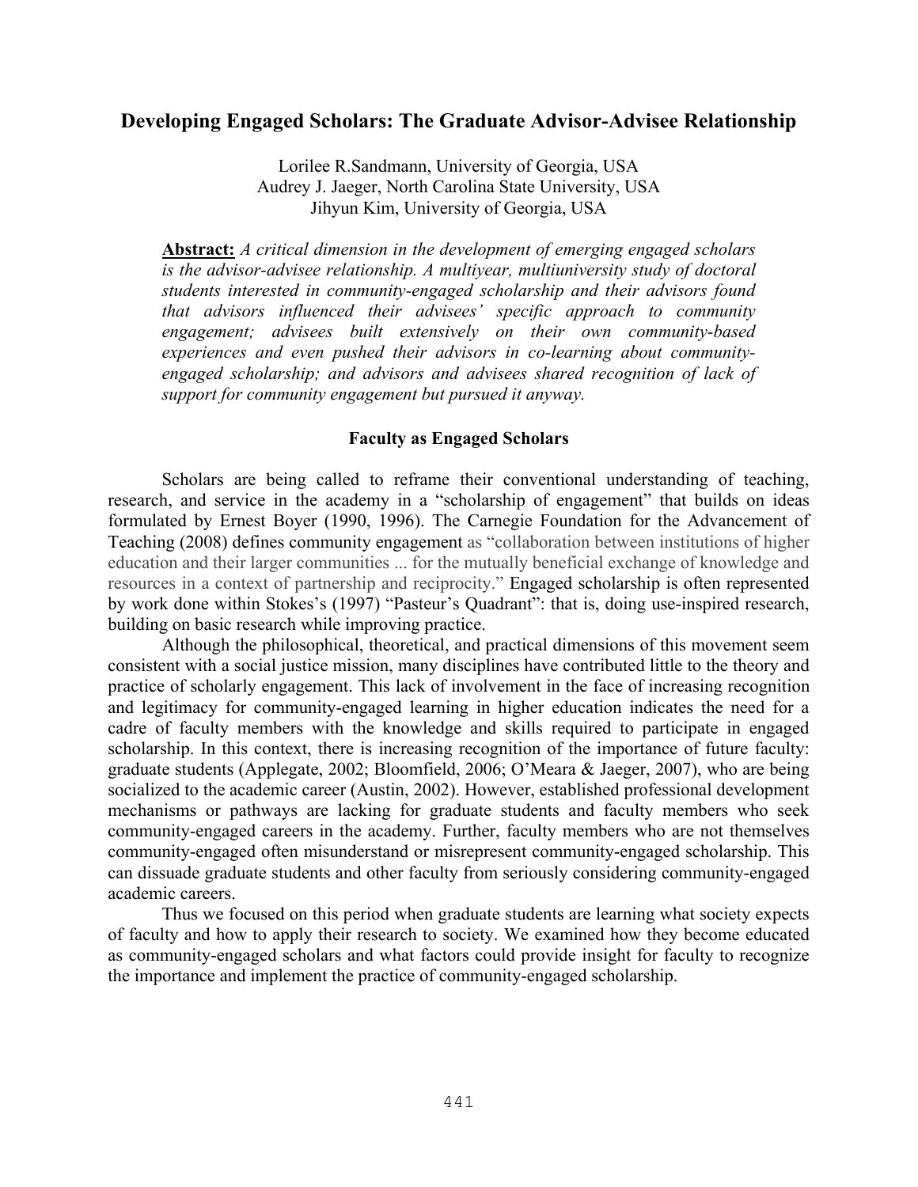# Developing Engaged Scholars: The Graduate Advisor-Advisee Relationship

Lorilee R.Sandmann, University of Georgia, USA
Audrey J. Jaeger, North Carolina State University, USA
Jihyun Kim, University of Georgia, USA

**Abstract:** *A critical dimension in the development of emerging engaged scholars is the advisor-advisee relationship. A multiyear, multiuniversity study of doctoral students interested in community-engaged scholarship and their advisors found that advisors influenced their advisees' specific approach to community engagement; advisees built extensively on their own community-based experiences and even pushed their advisors in co-learning about community-engaged scholarship; and advisors and advisees shared recognition of lack of support for community engagement but pursued it anyway.*

## Faculty as Engaged Scholars

Scholars are being called to reframe their conventional understanding of teaching, research, and service in the academy in a "scholarship of engagement" that builds on ideas formulated by Ernest Boyer (1990, 1996). The Carnegie Foundation for the Advancement of Teaching (2008) defines community engagement as "collaboration between institutions of higher education and their larger communities ... for the mutually beneficial exchange of knowledge and resources in a context of partnership and reciprocity." Engaged scholarship is often represented by work done within Stokes's (1997) "Pasteur's Quadrant": that is, doing use-inspired research, building on basic research while improving practice.

Although the philosophical, theoretical, and practical dimensions of this movement seem consistent with a social justice mission, many disciplines have contributed little to the theory and practice of scholarly engagement. This lack of involvement in the face of increasing recognition and legitimacy for community-engaged learning in higher education indicates the need for a cadre of faculty members with the knowledge and skills required to participate in engaged scholarship. In this context, there is increasing recognition of the importance of future faculty: graduate students (Applegate, 2002; Bloomfield, 2006; O'Meara & Jaeger, 2007), who are being socialized to the academic career (Austin, 2002). However, established professional development mechanisms or pathways are lacking for graduate students and faculty members who seek community-engaged careers in the academy. Further, faculty members who are not themselves community-engaged often misunderstand or misrepresent community-engaged scholarship. This can dissuade graduate students and other faculty from seriously considering community-engaged academic careers.

Thus we focused on this period when graduate students are learning what society expects of faculty and how to apply their research to society. We examined how they become educated as community-engaged scholars and what factors could provide insight for faculty to recognize the importance and implement the practice of community-engaged scholarship.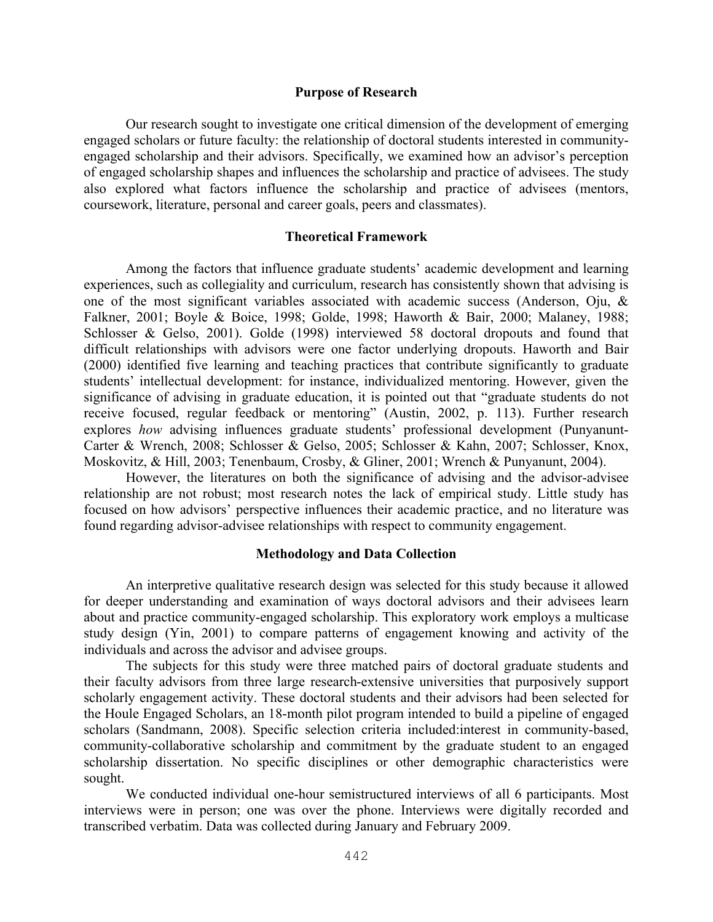## Purpose of Research

Our research sought to investigate one critical dimension of the development of emerging engaged scholars or future faculty: the relationship of doctoral students interested in community-engaged scholarship and their advisors. Specifically, we examined how an advisor's perception of engaged scholarship shapes and influences the scholarship and practice of advisees. The study also explored what factors influence the scholarship and practice of advisees (mentors, coursework, literature, personal and career goals, peers and classmates).

## Theoretical Framework

Among the factors that influence graduate students' academic development and learning experiences, such as collegiality and curriculum, research has consistently shown that advising is one of the most significant variables associated with academic success (Anderson, Oju, & Falkner, 2001; Boyle & Boice, 1998; Golde, 1998; Haworth & Bair, 2000; Malaney, 1988; Schlosser & Gelso, 2001). Golde (1998) interviewed 58 doctoral dropouts and found that difficult relationships with advisors were one factor underlying dropouts. Haworth and Bair (2000) identified five learning and teaching practices that contribute significantly to graduate students' intellectual development: for instance, individualized mentoring. However, given the significance of advising in graduate education, it is pointed out that "graduate students do not receive focused, regular feedback or mentoring" (Austin, 2002, p. 113). Further research explores *how* advising influences graduate students' professional development (Punyanunt-Carter & Wrench, 2008; Schlosser & Gelso, 2005; Schlosser & Kahn, 2007; Schlosser, Knox, Moskovitz, & Hill, 2003; Tenenbaum, Crosby, & Gliner, 2001; Wrench & Punyanunt, 2004).

However, the literatures on both the significance of advising and the advisor-advisee relationship are not robust; most research notes the lack of empirical study. Little study has focused on how advisors' perspective influences their academic practice, and no literature was found regarding advisor-advisee relationships with respect to community engagement.

## Methodology and Data Collection

An interpretive qualitative research design was selected for this study because it allowed for deeper understanding and examination of ways doctoral advisors and their advisees learn about and practice community-engaged scholarship. This exploratory work employs a multicase study design (Yin, 2001) to compare patterns of engagement knowing and activity of the individuals and across the advisor and advisee groups.

The subjects for this study were three matched pairs of doctoral graduate students and their faculty advisors from three large research-extensive universities that purposively support scholarly engagement activity. These doctoral students and their advisors had been selected for the Houle Engaged Scholars, an 18-month pilot program intended to build a pipeline of engaged scholars (Sandmann, 2008). Specific selection criteria included:interest in community-based, community-collaborative scholarship and commitment by the graduate student to an engaged scholarship dissertation. No specific disciplines or other demographic characteristics were sought.

We conducted individual one-hour semistructured interviews of all 6 participants. Most interviews were in person; one was over the phone. Interviews were digitally recorded and transcribed verbatim. Data was collected during January and February 2009.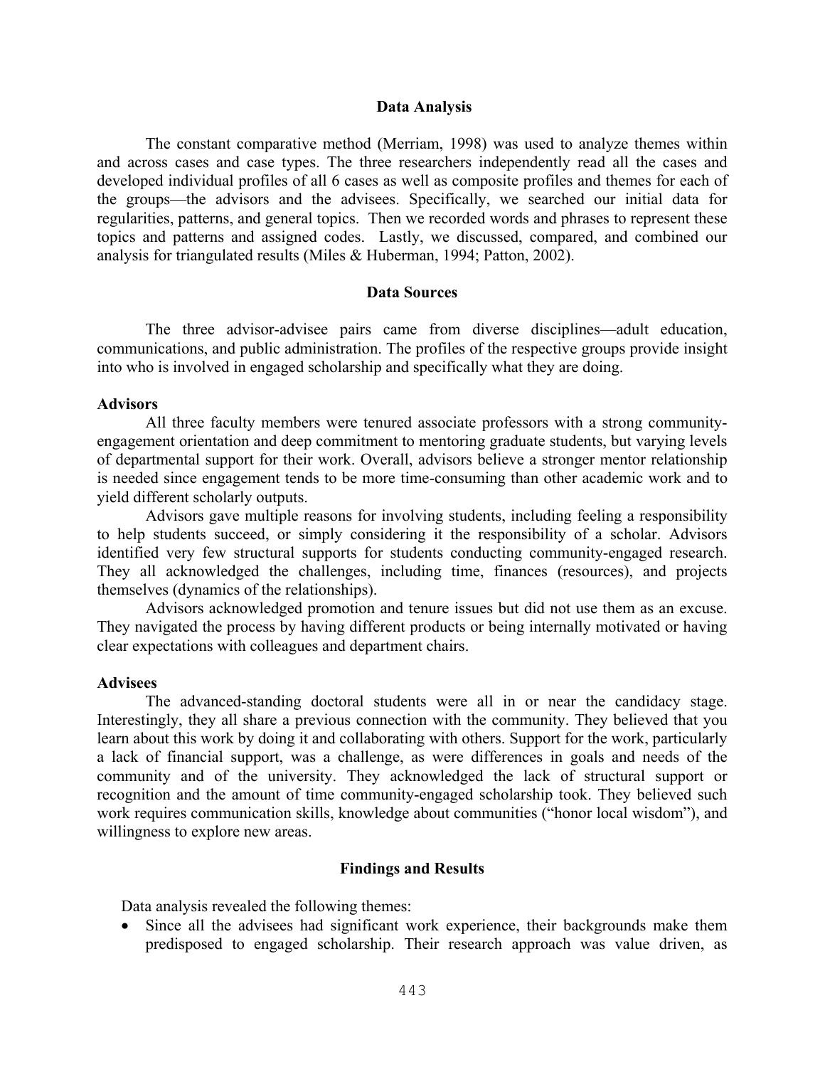## Data Analysis

The constant comparative method (Merriam, 1998) was used to analyze themes within and across cases and case types. The three researchers independently read all the cases and developed individual profiles of all 6 cases as well as composite profiles and themes for each of the groups—the advisors and the advisees. Specifically, we searched our initial data for regularities, patterns, and general topics. Then we recorded words and phrases to represent these topics and patterns and assigned codes. Lastly, we discussed, compared, and combined our analysis for triangulated results (Miles & Huberman, 1994; Patton, 2002).

## Data Sources

The three advisor-advisee pairs came from diverse disciplines—adult education, communications, and public administration. The profiles of the respective groups provide insight into who is involved in engaged scholarship and specifically what they are doing.

### Advisors

All three faculty members were tenured associate professors with a strong community-engagement orientation and deep commitment to mentoring graduate students, but varying levels of departmental support for their work. Overall, advisors believe a stronger mentor relationship is needed since engagement tends to be more time-consuming than other academic work and to yield different scholarly outputs.

Advisors gave multiple reasons for involving students, including feeling a responsibility to help students succeed, or simply considering it the responsibility of a scholar. Advisors identified very few structural supports for students conducting community-engaged research. They all acknowledged the challenges, including time, finances (resources), and projects themselves (dynamics of the relationships).

Advisors acknowledged promotion and tenure issues but did not use them as an excuse. They navigated the process by having different products or being internally motivated or having clear expectations with colleagues and department chairs.

### Advisees

The advanced-standing doctoral students were all in or near the candidacy stage. Interestingly, they all share a previous connection with the community. They believed that you learn about this work by doing it and collaborating with others. Support for the work, particularly a lack of financial support, was a challenge, as were differences in goals and needs of the community and of the university. They acknowledged the lack of structural support or recognition and the amount of time community-engaged scholarship took. They believed such work requires communication skills, knowledge about communities ("honor local wisdom"), and willingness to explore new areas.

## Findings and Results

Data analysis revealed the following themes:

- Since all the advisees had significant work experience, their backgrounds make them predisposed to engaged scholarship. Their research approach was value driven, as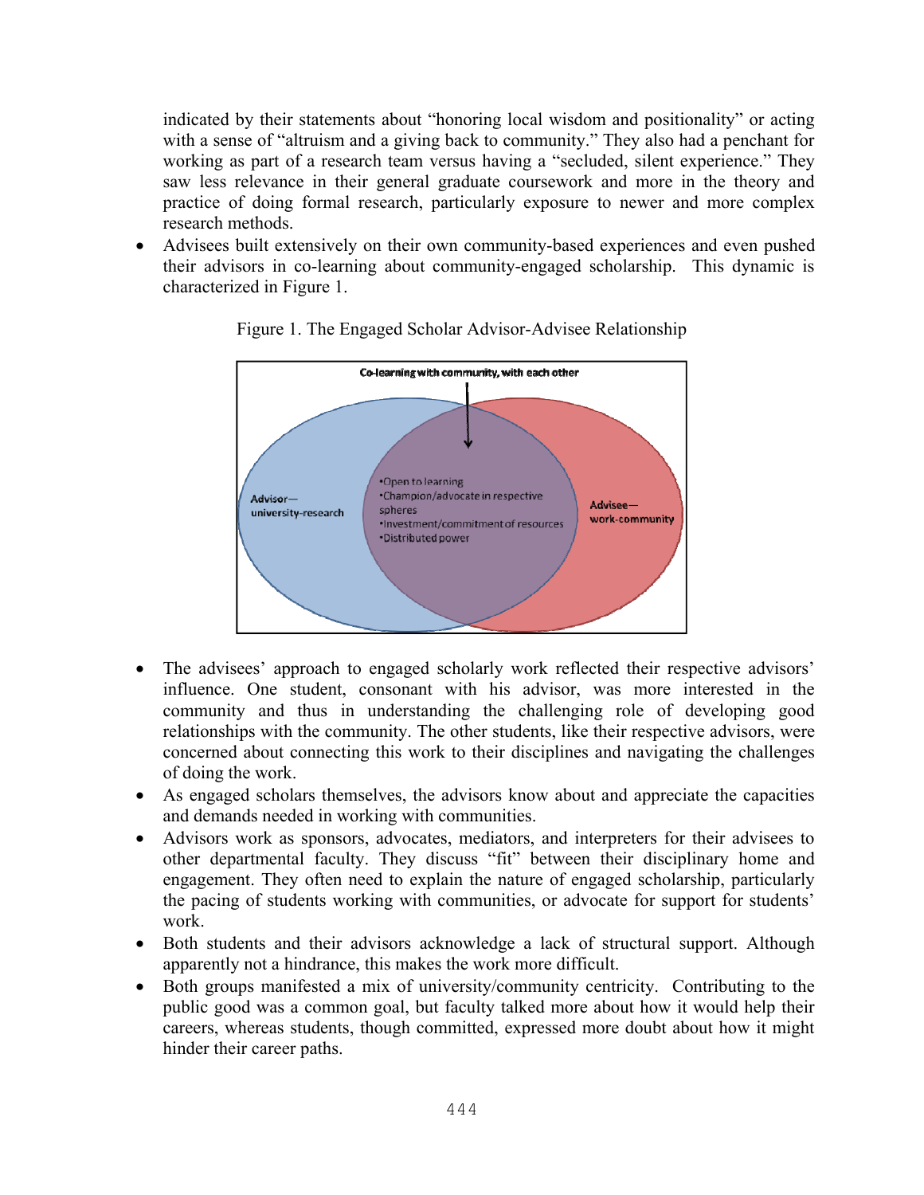indicated by their statements about "honoring local wisdom and positionality" or acting with a sense of "altruism and a giving back to community." They also had a penchant for working as part of a research team versus having a "secluded, silent experience." They saw less relevance in their general graduate coursework and more in the theory and practice of doing formal research, particularly exposure to newer and more complex research methods.

- Advisees built extensively on their own community-based experiences and even pushed their advisors in co-learning about community-engaged scholarship. This dynamic is characterized in Figure 1.

Figure 1. The Engaged Scholar Advisor-Advisee Relationship

Co-learning with community, with each other

Advisor—university-research

- Open to learning
- Champion/advocate in respective spheres
- Investment/commitment of resources
- Distributed power

Advisee—work-community

- The advisees' approach to engaged scholarly work reflected their respective advisors' influence. One student, consonant with his advisor, was more interested in the community and thus in understanding the challenging role of developing good relationships with the community. The other students, like their respective advisors, were concerned about connecting this work to their disciplines and navigating the challenges of doing the work.
- As engaged scholars themselves, the advisors know about and appreciate the capacities and demands needed in working with communities.
- Advisors work as sponsors, advocates, mediators, and interpreters for their advisees to other departmental faculty. They discuss "fit" between their disciplinary home and engagement. They often need to explain the nature of engaged scholarship, particularly the pacing of students working with communities, or advocate for support for students' work.
- Both students and their advisors acknowledge a lack of structural support. Although apparently not a hindrance, this makes the work more difficult.
- Both groups manifested a mix of university/community centricity. Contributing to the public good was a common goal, but faculty talked more about how it would help their careers, whereas students, though committed, expressed more doubt about how it might hinder their career paths.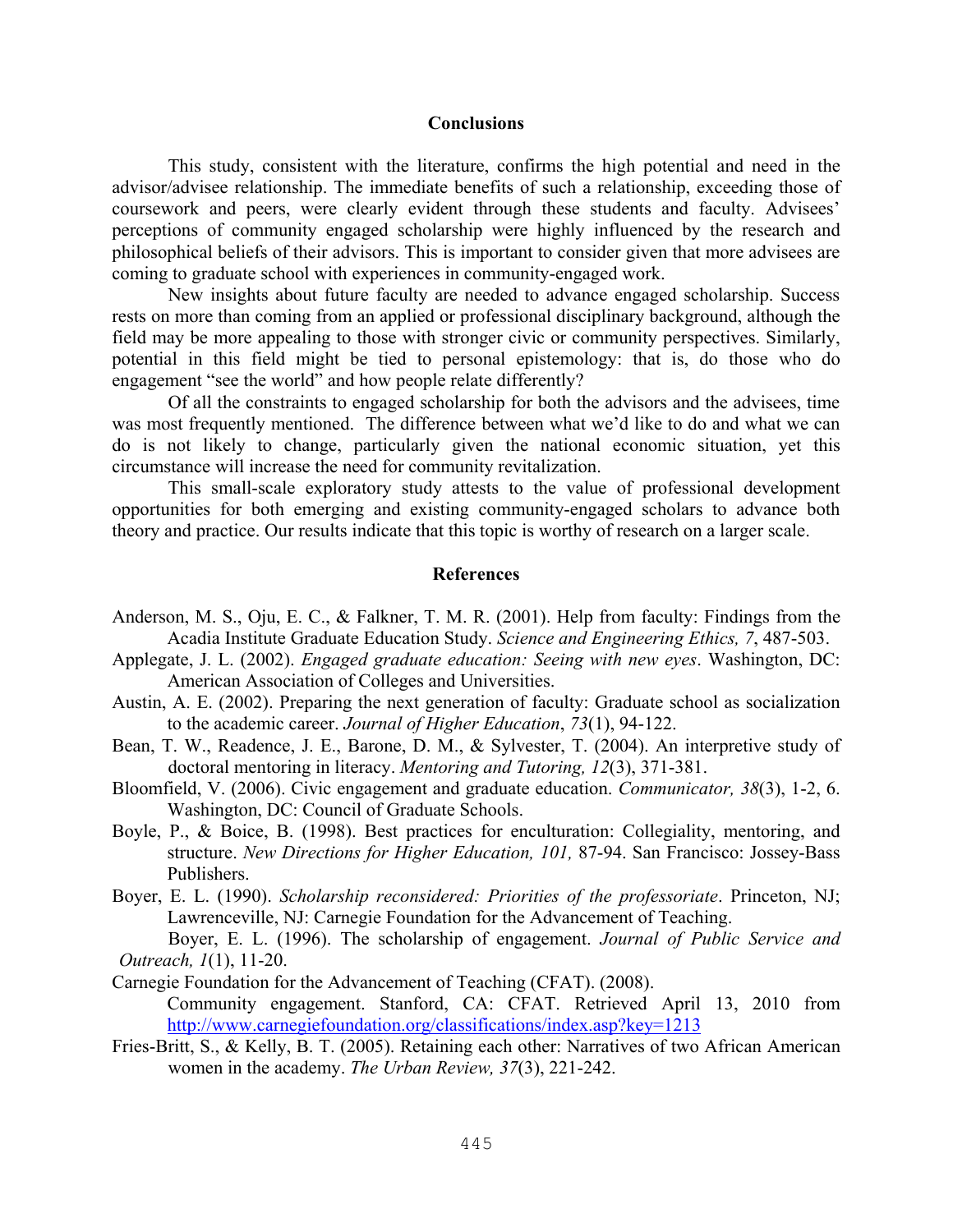## Conclusions

This study, consistent with the literature, confirms the high potential and need in the advisor/advisee relationship. The immediate benefits of such a relationship, exceeding those of coursework and peers, were clearly evident through these students and faculty. Advisees' perceptions of community engaged scholarship were highly influenced by the research and philosophical beliefs of their advisors. This is important to consider given that more advisees are coming to graduate school with experiences in community-engaged work.

New insights about future faculty are needed to advance engaged scholarship. Success rests on more than coming from an applied or professional disciplinary background, although the field may be more appealing to those with stronger civic or community perspectives. Similarly, potential in this field might be tied to personal epistemology: that is, do those who do engagement "see the world" and how people relate differently?

Of all the constraints to engaged scholarship for both the advisors and the advisees, time was most frequently mentioned. The difference between what we'd like to do and what we can do is not likely to change, particularly given the national economic situation, yet this circumstance will increase the need for community revitalization.

This small-scale exploratory study attests to the value of professional development opportunities for both emerging and existing community-engaged scholars to advance both theory and practice. Our results indicate that this topic is worthy of research on a larger scale.

## References

Anderson, M. S., Oju, E. C., & Falkner, T. M. R. (2001). Help from faculty: Findings from the Acadia Institute Graduate Education Study. *Science and Engineering Ethics, 7*, 487-503.

Applegate, J. L. (2002). *Engaged graduate education: Seeing with new eyes*. Washington, DC: American Association of Colleges and Universities.

Austin, A. E. (2002). Preparing the next generation of faculty: Graduate school as socialization to the academic career. *Journal of Higher Education*, *73*(1), 94-122.

Bean, T. W., Readence, J. E., Barone, D. M., & Sylvester, T. (2004). An interpretive study of doctoral mentoring in literacy. *Mentoring and Tutoring, 12*(3), 371-381.

Bloomfield, V. (2006). Civic engagement and graduate education. *Communicator, 38*(3), 1-2, 6. Washington, DC: Council of Graduate Schools.

Boyle, P., & Boice, B. (1998). Best practices for enculturation: Collegiality, mentoring, and structure. *New Directions for Higher Education, 101,* 87-94. San Francisco: Jossey-Bass Publishers.

Boyer, E. L. (1990). *Scholarship reconsidered: Priorities of the professoriate*. Princeton, NJ; Lawrenceville, NJ: Carnegie Foundation for the Advancement of Teaching.

Boyer, E. L. (1996). The scholarship of engagement. *Journal of Public Service and Outreach, 1*(1), 11-20.

Carnegie Foundation for the Advancement of Teaching (CFAT). (2008). Community engagement. Stanford, CA: CFAT. Retrieved April 13, 2010 from http://www.carnegiefoundation.org/classifications/index.asp?key=1213

Fries-Britt, S., & Kelly, B. T. (2005). Retaining each other: Narratives of two African American women in the academy. *The Urban Review, 37*(3), 221-242.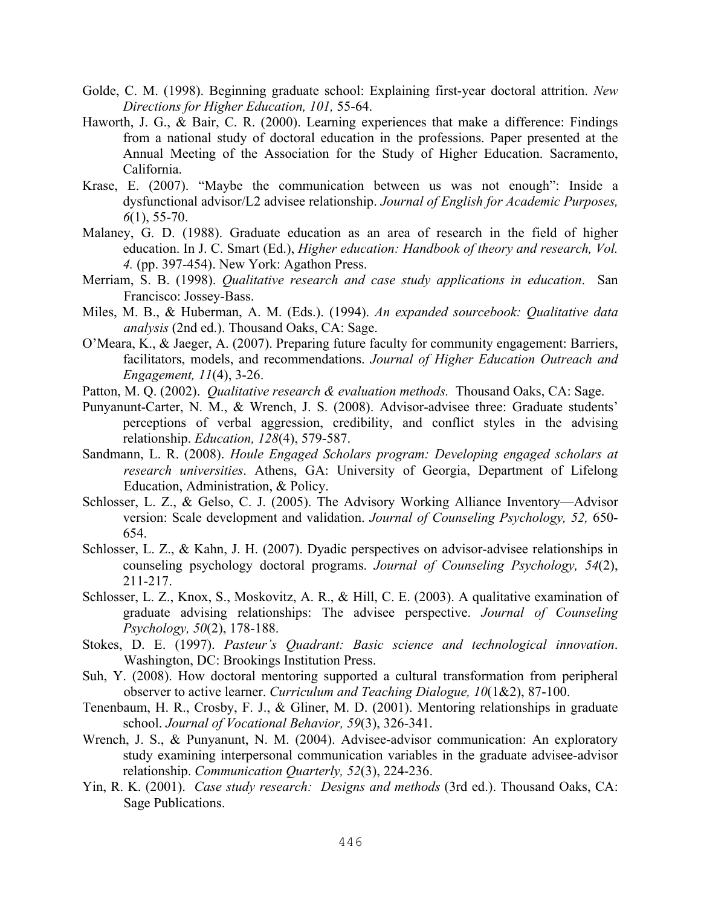Golde, C. M. (1998). Beginning graduate school: Explaining first-year doctoral attrition. *New Directions for Higher Education, 101,* 55-64.

Haworth, J. G., & Bair, C. R. (2000). Learning experiences that make a difference: Findings from a national study of doctoral education in the professions. Paper presented at the Annual Meeting of the Association for the Study of Higher Education. Sacramento, California.

Krase, E. (2007). "Maybe the communication between us was not enough": Inside a dysfunctional advisor/L2 advisee relationship. *Journal of English for Academic Purposes, 6*(1), 55-70.

Malaney, G. D. (1988). Graduate education as an area of research in the field of higher education. In J. C. Smart (Ed.), *Higher education: Handbook of theory and research, Vol. 4.* (pp. 397-454). New York: Agathon Press.

Merriam, S. B. (1998). *Qualitative research and case study applications in education*. San Francisco: Jossey-Bass.

Miles, M. B., & Huberman, A. M. (Eds.). (1994). *An expanded sourcebook: Qualitative data analysis* (2nd ed.). Thousand Oaks, CA: Sage.

O'Meara, K., & Jaeger, A. (2007). Preparing future faculty for community engagement: Barriers, facilitators, models, and recommendations. *Journal of Higher Education Outreach and Engagement, 11*(4), 3-26.

Patton, M. Q. (2002). *Qualitative research & evaluation methods.* Thousand Oaks, CA: Sage.

Punyanunt-Carter, N. M., & Wrench, J. S. (2008). Advisor-advisee three: Graduate students' perceptions of verbal aggression, credibility, and conflict styles in the advising relationship. *Education, 128*(4), 579-587.

Sandmann, L. R. (2008). *Houle Engaged Scholars program: Developing engaged scholars at research universities*. Athens, GA: University of Georgia, Department of Lifelong Education, Administration, & Policy.

Schlosser, L. Z., & Gelso, C. J. (2005). The Advisory Working Alliance Inventory—Advisor version: Scale development and validation. *Journal of Counseling Psychology, 52,* 650-654.

Schlosser, L. Z., & Kahn, J. H. (2007). Dyadic perspectives on advisor-advisee relationships in counseling psychology doctoral programs. *Journal of Counseling Psychology, 54*(2), 211-217.

Schlosser, L. Z., Knox, S., Moskovitz, A. R., & Hill, C. E. (2003). A qualitative examination of graduate advising relationships: The advisee perspective. *Journal of Counseling Psychology, 50*(2), 178-188.

Stokes, D. E. (1997). *Pasteur's Quadrant: Basic science and technological innovation*. Washington, DC: Brookings Institution Press.

Suh, Y. (2008). How doctoral mentoring supported a cultural transformation from peripheral observer to active learner. *Curriculum and Teaching Dialogue, 10*(1&2), 87-100.

Tenenbaum, H. R., Crosby, F. J., & Gliner, M. D. (2001). Mentoring relationships in graduate school. *Journal of Vocational Behavior, 59*(3), 326-341.

Wrench, J. S., & Punyanunt, N. M. (2004). Advisee-advisor communication: An exploratory study examining interpersonal communication variables in the graduate advisee-advisor relationship. *Communication Quarterly, 52*(3), 224-236.

Yin, R. K. (2001). *Case study research: Designs and methods* (3rd ed.). Thousand Oaks, CA: Sage Publications.